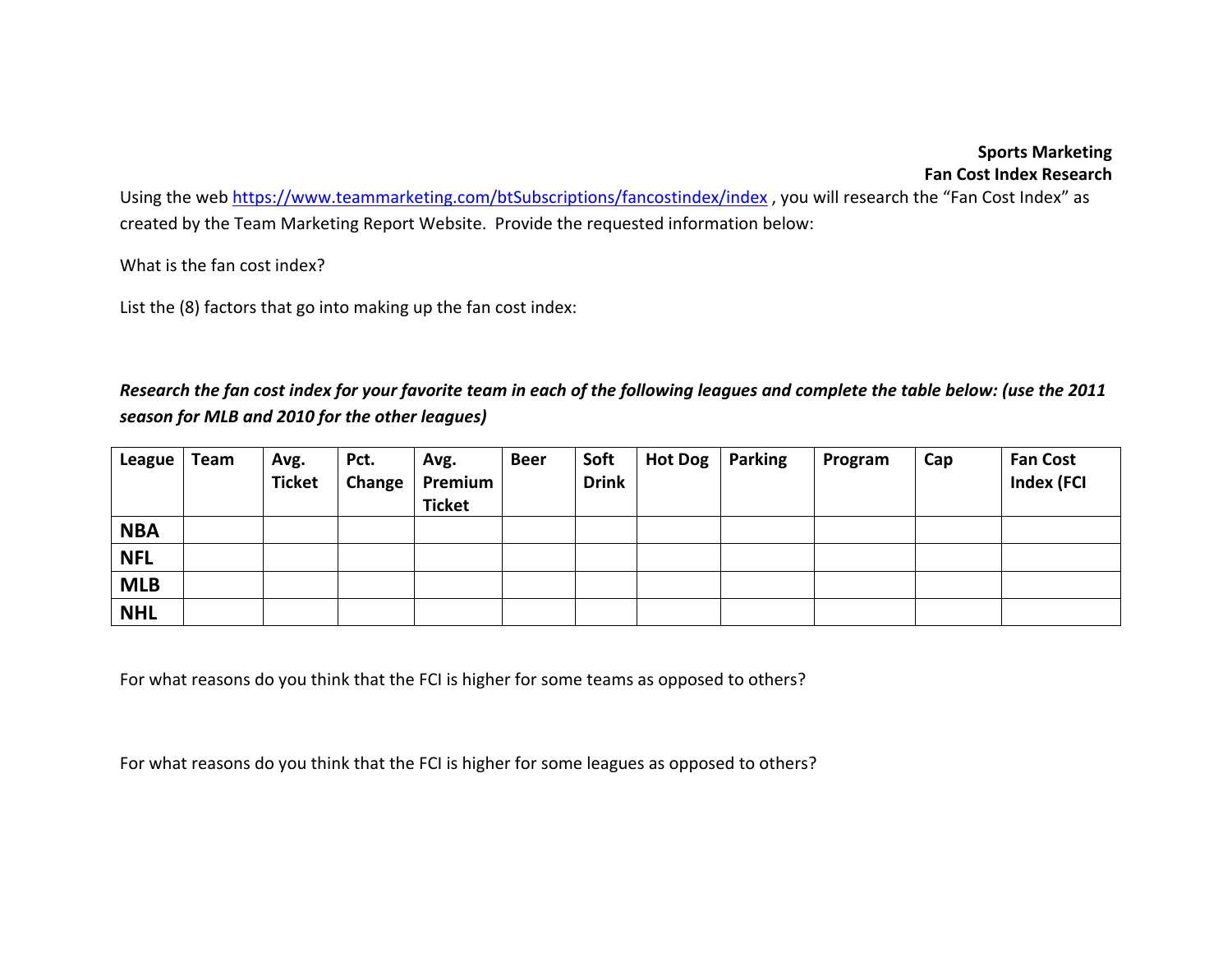**Sports Marketing**
**Fan Cost Index Research**

Using the web https://www.teammarketing.com/btSubscriptions/fancostindex/index , you will research the "Fan Cost Index" as created by the Team Marketing Report Website. Provide the requested information below:

What is the fan cost index?

List the (8) factors that go into making up the fan cost index:

***Research the fan cost index for your favorite team in each of the following leagues and complete the table below: (use the 2011 season for MLB and 2010 for the other leagues)***

| League | Team | Avg. Ticket | Pct. Change | Avg. Premium Ticket | Beer | Soft Drink | Hot Dog | Parking | Program | Cap | Fan Cost Index (FCI |
|---|---|---|---|---|---|---|---|---|---|---|---|
| **NBA** | | | | | | | | | | | |
| **NFL** | | | | | | | | | | | |
| **MLB** | | | | | | | | | | | |
| **NHL** | | | | | | | | | | | |

For what reasons do you think that the FCI is higher for some teams as opposed to others?

For what reasons do you think that the FCI is higher for some leagues as opposed to others?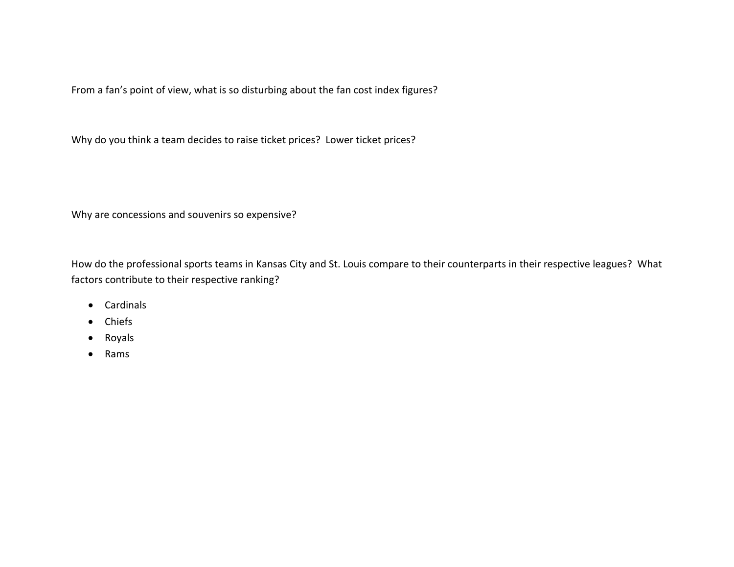From a fan's point of view, what is so disturbing about the fan cost index figures?

Why do you think a team decides to raise ticket prices? Lower ticket prices?

Why are concessions and souvenirs so expensive?

How do the professional sports teams in Kansas City and St. Louis compare to their counterparts in their respective leagues? What factors contribute to their respective ranking?

- Cardinals
- Chiefs
- Royals
- Rams